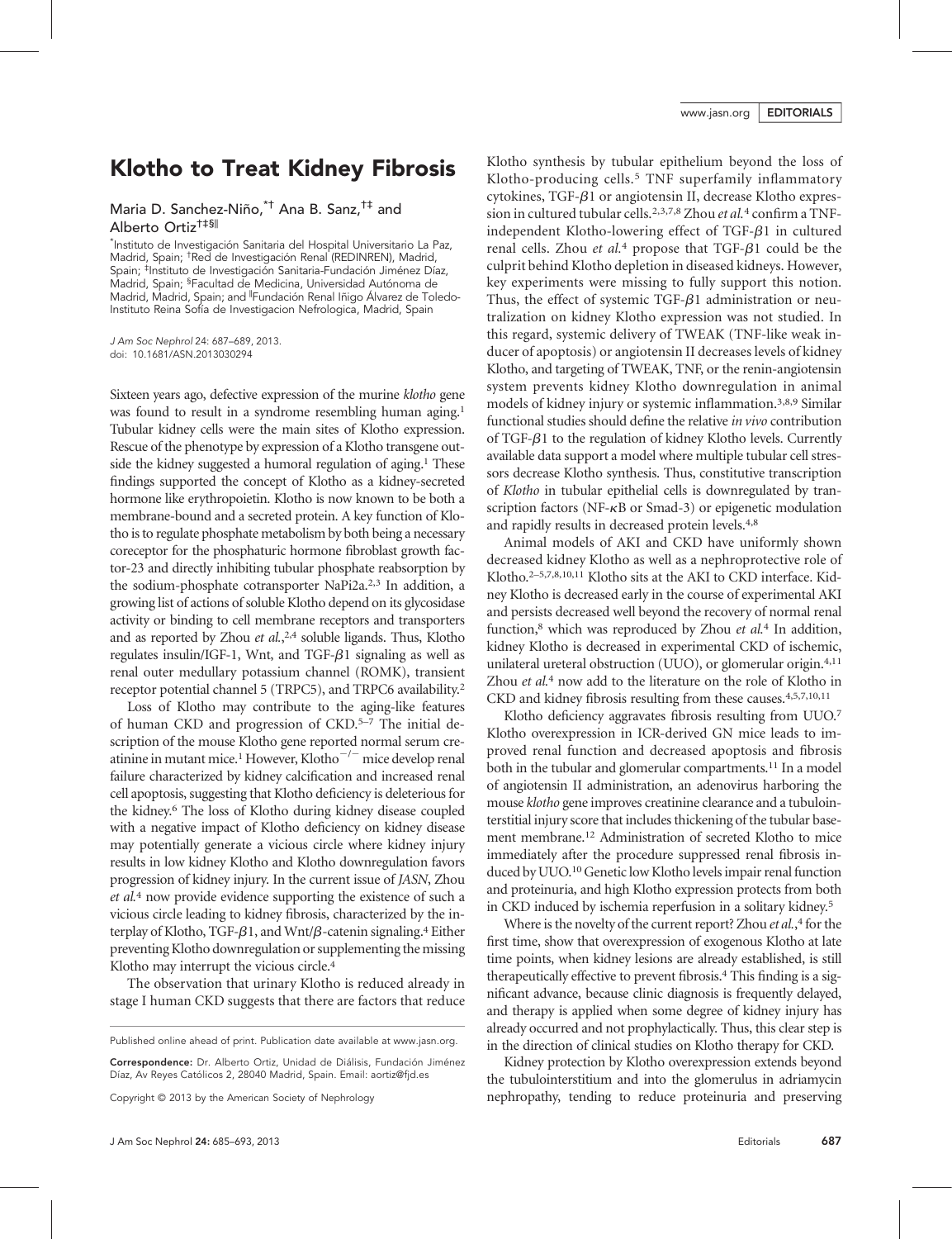# Klotho to Treat Kidney Fibrosis

Maria D. Sanchez-Niño,[*†] Ana B. Sanz,[†‡] and Alberto Ortiz[†‡§‖]

[*]Instituto de Investigación Sanitaria del Hospital Universitario La Paz, Madrid, Spain; [†]Red de Investigación Renal (REDINREN), Madrid, Spain; [‡]Instituto de Investigación Sanitaria-Fundación Jiménez Díaz, Madrid, Spain; [§]Facultad de Medicina, Universidad Autónoma de Madrid, Madrid, Spain; and [‖]Fundación Renal Iñigo Álvarez de Toledo-Instituto Reina Sofía de Investigacion Nefrologica, Madrid, Spain

*J Am Soc Nephrol* 24: 687–689, 2013.
doi: 10.1681/ASN.2013030294

Sixteen years ago, defective expression of the murine *klotho* gene was found to result in a syndrome resembling human aging.[1] Tubular kidney cells were the main sites of Klotho expression. Rescue of the phenotype by expression of a Klotho transgene outside the kidney suggested a humoral regulation of aging.[1] These findings supported the concept of Klotho as a kidney-secreted hormone like erythropoietin. Klotho is now known to be both a membrane-bound and a secreted protein. A key function of Klotho is to regulate phosphate metabolism by both being a necessary coreceptor for the phosphaturic hormone fibroblast growth factor-23 and directly inhibiting tubular phosphate reabsorption by the sodium-phosphate cotransporter NaPi2a.[2,3] In addition, a growing list of actions of soluble Klotho depend on its glycosidase activity or binding to cell membrane receptors and transporters and as reported by Zhou *et al.*,[2,4] soluble ligands. Thus, Klotho regulates insulin/IGF-1, Wnt, and TGF-$\beta$1 signaling as well as renal outer medullary potassium channel (ROMK), transient receptor potential channel 5 (TRPC5), and TRPC6 availability.[2]

Loss of Klotho may contribute to the aging-like features of human CKD and progression of CKD.[5–7] The initial description of the mouse Klotho gene reported normal serum creatinine in mutant mice.[1] However, Klotho$^{-/-}$ mice develop renal failure characterized by kidney calcification and increased renal cell apoptosis, suggesting that Klotho deficiency is deleterious for the kidney.[6] The loss of Klotho during kidney disease coupled with a negative impact of Klotho deficiency on kidney disease may potentially generate a vicious circle where kidney injury results in low kidney Klotho and Klotho downregulation favors progression of kidney injury. In the current issue of *JASN*, Zhou *et al.*[4] now provide evidence supporting the existence of such a vicious circle leading to kidney fibrosis, characterized by the interplay of Klotho, TGF-$\beta$1, and Wnt/$\beta$-catenin signaling.[4] Either preventing Klotho downregulation or supplementing the missing Klotho may interrupt the vicious circle.[4]

The observation that urinary Klotho is reduced already in stage I human CKD suggests that there are factors that reduce Klotho synthesis by tubular epithelium beyond the loss of Klotho-producing cells.[5] TNF superfamily inflammatory cytokines, TGF-$\beta$1 or angiotensin II, decrease Klotho expression in cultured tubular cells.[2,3,7,8] Zhou *et al.*[4] confirm a TNF-independent Klotho-lowering effect of TGF-$\beta$1 in cultured renal cells. Zhou *et al.*[4] propose that TGF-$\beta$1 could be the culprit behind Klotho depletion in diseased kidneys. However, key experiments were missing to fully support this notion. Thus, the effect of systemic TGF-$\beta$1 administration or neutralization on kidney Klotho expression was not studied. In this regard, systemic delivery of TWEAK (TNF-like weak inducer of apoptosis) or angiotensin II decreases levels of kidney Klotho, and targeting of TWEAK, TNF, or the renin-angiotensin system prevents kidney Klotho downregulation in animal models of kidney injury or systemic inflammation.[3,8,9] Similar functional studies should define the relative *in vivo* contribution of TGF-$\beta$1 to the regulation of kidney Klotho levels. Currently available data support a model where multiple tubular cell stressors decrease Klotho synthesis. Thus, constitutive transcription of *Klotho* in tubular epithelial cells is downregulated by transcription factors (NF-$\kappa$B or Smad-3) or epigenetic modulation and rapidly results in decreased protein levels.[4,8]

Animal models of AKI and CKD have uniformly shown decreased kidney Klotho as well as a nephroprotective role of Klotho.[2–5,7,8,10,11] Klotho sits at the AKI to CKD interface. Kidney Klotho is decreased early in the course of experimental AKI and persists decreased well beyond the recovery of normal renal function,[8] which was reproduced by Zhou *et al.*[4] In addition, kidney Klotho is decreased in experimental CKD of ischemic, unilateral ureteral obstruction (UUO), or glomerular origin.[4,11] Zhou *et al.*[4] now add to the literature on the role of Klotho in CKD and kidney fibrosis resulting from these causes.[4,5,7,10,11]

Klotho deficiency aggravates fibrosis resulting from UUO.[7] Klotho overexpression in ICR-derived GN mice leads to improved renal function and decreased apoptosis and fibrosis both in the tubular and glomerular compartments.[11] In a model of angiotensin II administration, an adenovirus harboring the mouse *klotho* gene improves creatinine clearance and a tubulointerstitial injury score that includes thickening of the tubular basement membrane.[12] Administration of secreted Klotho to mice immediately after the procedure suppressed renal fibrosis induced by UUO.[10] Genetic low Klotho levels impair renal function and proteinuria, and high Klotho expression protects from both in CKD induced by ischemia reperfusion in a solitary kidney.[5]

Where is the novelty of the current report? Zhou *et al.*,[4] for the first time, show that overexpression of exogenous Klotho at late time points, when kidney lesions are already established, is still therapeutically effective to prevent fibrosis.[4] This finding is a significant advance, because clinic diagnosis is frequently delayed, and therapy is applied when some degree of kidney injury has already occurred and not prophylactically. Thus, this clear step is in the direction of clinical studies on Klotho therapy for CKD.

Kidney protection by Klotho overexpression extends beyond the tubulointerstitium and into the glomerulus in adriamycin nephropathy, tending to reduce proteinuria and preserving

Published online ahead of print. Publication date available at www.jasn.org.

**Correspondence:** Dr. Alberto Ortiz, Unidad de Diálisis, Fundación Jiménez Díaz, Av Reyes Católicos 2, 28040 Madrid, Spain. Email: aortiz@fjd.es

Copyright © 2013 by the American Society of Nephrology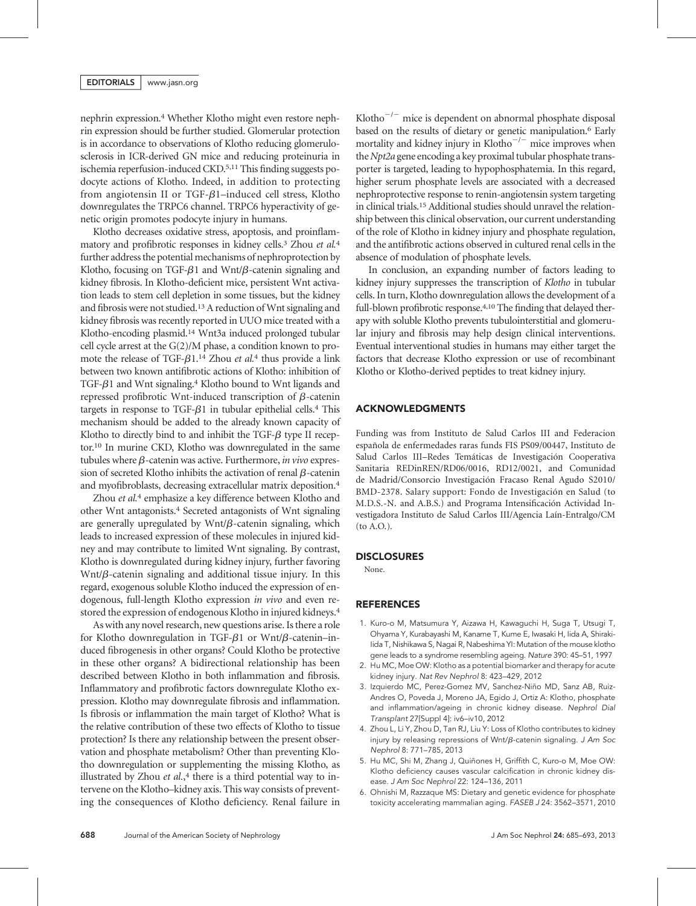nephrin expression.[4] Whether Klotho might even restore nephrin expression should be further studied. Glomerular protection is in accordance to observations of Klotho reducing glomerulosclerosis in ICR-derived GN mice and reducing proteinuria in ischemia reperfusion-induced CKD.[5,11] This finding suggests podocyte actions of Klotho. Indeed, in addition to protecting from angiotensin II or TGF-$\beta$1–induced cell stress, Klotho downregulates the TRPC6 channel. TRPC6 hyperactivity of genetic origin promotes podocyte injury in humans.

Klotho decreases oxidative stress, apoptosis, and proinflammatory and profibrotic responses in kidney cells.[3] Zhou *et al.*[4] further address the potential mechanisms of nephroprotection by Klotho, focusing on TGF-$\beta$1 and Wnt/$\beta$-catenin signaling and kidney fibrosis. In Klotho-deficient mice, persistent Wnt activation leads to stem cell depletion in some tissues, but the kidney and fibrosis were not studied.[13] A reduction of Wnt signaling and kidney fibrosis was recently reported in UUO mice treated with a Klotho-encoding plasmid.[14] Wnt3a induced prolonged tubular cell cycle arrest at the G(2)/M phase, a condition known to promote the release of TGF-$\beta$1.[14] Zhou *et al.*[4] thus provide a link between two known antifibrotic actions of Klotho: inhibition of TGF-$\beta$1 and Wnt signaling.[4] Klotho bound to Wnt ligands and repressed profibrotic Wnt-induced transcription of $\beta$-catenin targets in response to TGF-$\beta$1 in tubular epithelial cells.[4] This mechanism should be added to the already known capacity of Klotho to directly bind to and inhibit the TGF-$\beta$ type II receptor.[10] In murine CKD, Klotho was downregulated in the same tubules where $\beta$-catenin was active. Furthermore, *in vivo* expression of secreted Klotho inhibits the activation of renal $\beta$-catenin and myofibroblasts, decreasing extracellular matrix deposition.[4]

Zhou *et al.*[4] emphasize a key difference between Klotho and other Wnt antagonists.[4] Secreted antagonists of Wnt signaling are generally upregulated by Wnt/$\beta$-catenin signaling, which leads to increased expression of these molecules in injured kidney and may contribute to limited Wnt signaling. By contrast, Klotho is downregulated during kidney injury, further favoring Wnt/$\beta$-catenin signaling and additional tissue injury. In this regard, exogenous soluble Klotho induced the expression of endogenous, full-length Klotho expression *in vivo* and even restored the expression of endogenous Klotho in injured kidneys.[4]

As with any novel research, new questions arise. Is there a role for Klotho downregulation in TGF-$\beta$1 or Wnt/$\beta$-catenin–induced fibrogenesis in other organs? Could Klotho be protective in these other organs? A bidirectional relationship has been described between Klotho in both inflammation and fibrosis. Inflammatory and profibrotic factors downregulate Klotho expression. Klotho may downregulate fibrosis and inflammation. Is fibrosis or inflammation the main target of Klotho? What is the relative contribution of these two effects of Klotho to tissue protection? Is there any relationship between the present observation and phosphate metabolism? Other than preventing Klotho downregulation or supplementing the missing Klotho, as illustrated by Zhou *et al.*,[4] there is a third potential way to intervene on the Klotho–kidney axis. This way consists of preventing the consequences of Klotho deficiency. Renal failure in Klotho$^{-/-}$ mice is dependent on abnormal phosphate disposal based on the results of dietary or genetic manipulation.[6] Early mortality and kidney injury in Klotho$^{-/-}$ mice improves when the *Npt2a* gene encoding a key proximal tubular phosphate transporter is targeted, leading to hypophosphatemia. In this regard, higher serum phosphate levels are associated with a decreased nephroprotective response to renin-angiotensin system targeting in clinical trials.[15] Additional studies should unravel the relationship between this clinical observation, our current understanding of the role of Klotho in kidney injury and phosphate regulation, and the antifibrotic actions observed in cultured renal cells in the absence of modulation of phosphate levels.

In conclusion, an expanding number of factors leading to kidney injury suppresses the transcription of *Klotho* in tubular cells. In turn, Klotho downregulation allows the development of a full-blown profibrotic response.[4,10] The finding that delayed therapy with soluble Klotho prevents tubulointerstitial and glomerular injury and fibrosis may help design clinical interventions. Eventual interventional studies in humans may either target the factors that decrease Klotho expression or use of recombinant Klotho or Klotho-derived peptides to treat kidney injury.

## ACKNOWLEDGMENTS

Funding was from Instituto de Salud Carlos III and Federacion española de enfermedades raras funds FIS PS09/00447, Instituto de Salud Carlos III–Redes Temáticas de Investigación Cooperativa Sanitaria REDinREN/RD06/0016, RD12/0021, and Comunidad de Madrid/Consorcio Investigación Fracaso Renal Agudo S2010/BMD-2378. Salary support: Fondo de Investigación en Salud (to M.D.S.-N. and A.B.S.) and Programa Intensificación Actividad Investigadora Instituto de Salud Carlos III/Agencia Laín-Entralgo/CM (to A.O.).

## DISCLOSURES

None.

## REFERENCES

1. Kuro-o M, Matsumura Y, Aizawa H, Kawaguchi H, Suga T, Utsugi T, Ohyama Y, Kurabayashi M, Kaname T, Kume E, Iwasaki H, Iida A, Shiraki-Iida T, Nishikawa S, Nagai R, Nabeshima YI: Mutation of the mouse klotho gene leads to a syndrome resembling ageing. *Nature* 390: 45–51, 1997
2. Hu MC, Moe OW: Klotho as a potential biomarker and therapy for acute kidney injury. *Nat Rev Nephrol* 8: 423–429, 2012
3. Izquierdo MC, Perez-Gomez MV, Sanchez-Niño MD, Sanz AB, Ruiz-Andres O, Poveda J, Moreno JA, Egido J, Ortiz A: Klotho, phosphate and inflammation/ageing in chronic kidney disease. *Nephrol Dial Transplant* 27[Suppl 4]: iv6–iv10, 2012
4. Zhou L, Li Y, Zhou D, Tan RJ, Liu Y: Loss of Klotho contributes to kidney injury by releasing repressions of Wnt/$\beta$-catenin signaling. *J Am Soc Nephrol* 8: 771–785, 2013
5. Hu MC, Shi M, Zhang J, Quiñones H, Griffith C, Kuro-o M, Moe OW: Klotho deficiency causes vascular calcification in chronic kidney disease. *J Am Soc Nephrol* 22: 124–136, 2011
6. Ohnishi M, Razzaque MS: Dietary and genetic evidence for phosphate toxicity accelerating mammalian aging. *FASEB J* 24: 3562–3571, 2010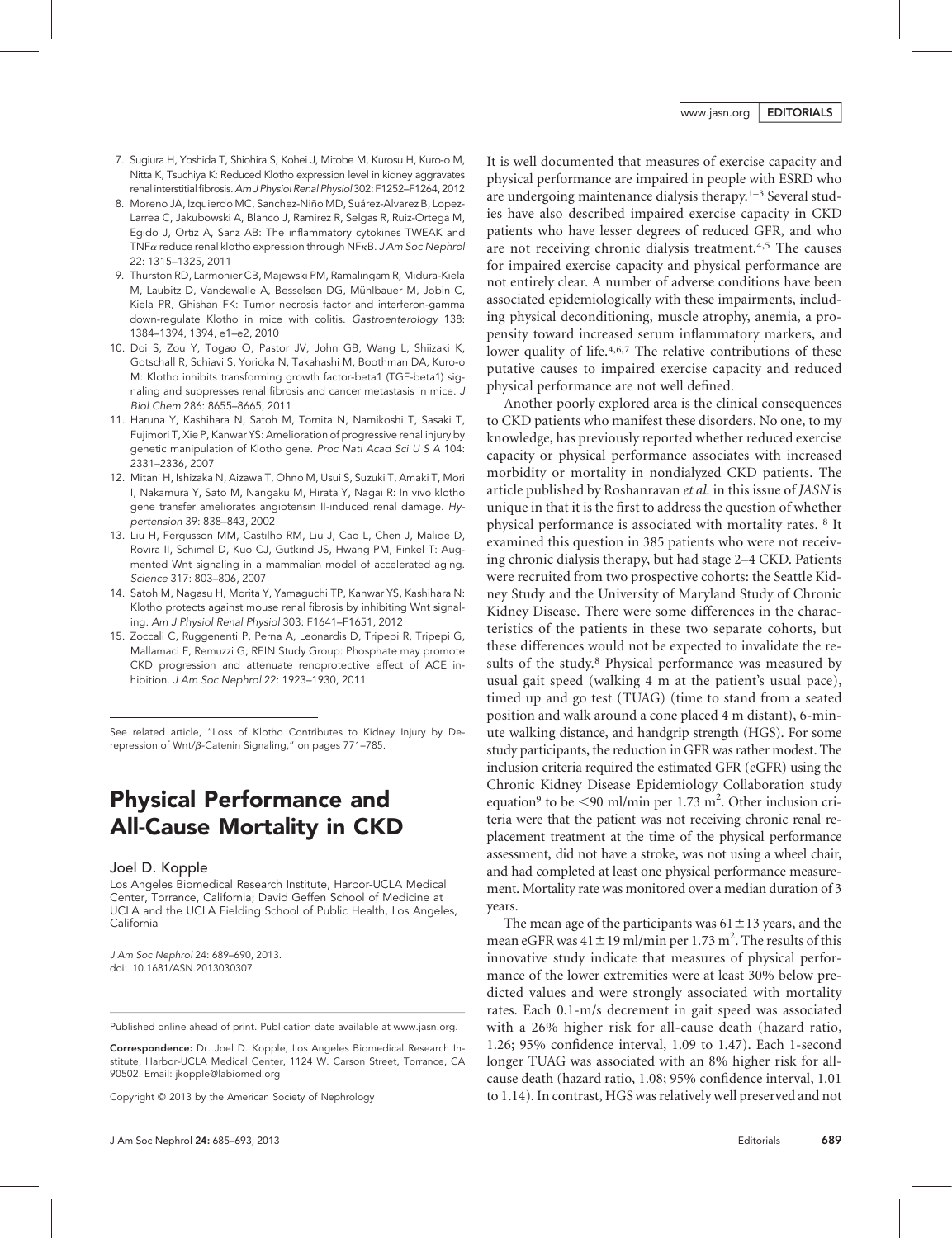7. Sugiura H, Yoshida T, Shiohira S, Kohei J, Mitobe M, Kurosu H, Kuro-o M, Nitta K, Tsuchiya K: Reduced Klotho expression level in kidney aggravates renal interstitial fibrosis. *Am J Physiol Renal Physiol* 302: F1252–F1264, 2012
8. Moreno JA, Izquierdo MC, Sanchez-Niño MD, Suárez-Alvarez B, Lopez-Larrea C, Jakubowski A, Blanco J, Ramirez R, Selgas R, Ruiz-Ortega M, Egido J, Ortiz A, Sanz AB: The inflammatory cytokines TWEAK and TNF$\alpha$ reduce renal klotho expression through NF$\kappa$B. *J Am Soc Nephrol* 22: 1315–1325, 2011
9. Thurston RD, Larmonier CB, Majewski PM, Ramalingam R, Midura-Kiela M, Laubitz D, Vandewalle A, Besselsen DG, Mühlbauer M, Jobin C, Kiela PR, Ghishan FK: Tumor necrosis factor and interferon-gamma down-regulate Klotho in mice with colitis. *Gastroenterology* 138: 1384–1394, 1394, e1–e2, 2010
10. Doi S, Zou Y, Togao O, Pastor JV, John GB, Wang L, Shiizaki K, Gotschall R, Schiavi S, Yorioka N, Takahashi M, Boothman DA, Kuro-o M: Klotho inhibits transforming growth factor-beta1 (TGF-beta1) signaling and suppresses renal fibrosis and cancer metastasis in mice. *J Biol Chem* 286: 8655–8665, 2011
11. Haruna Y, Kashihara N, Satoh M, Tomita N, Namikoshi T, Sasaki T, Fujimori T, Xie P, Kanwar YS: Amelioration of progressive renal injury by genetic manipulation of Klotho gene. *Proc Natl Acad Sci U S A* 104: 2331–2336, 2007
12. Mitani H, Ishizaka N, Aizawa T, Ohno M, Usui S, Suzuki T, Amaki T, Mori I, Nakamura Y, Sato M, Nangaku M, Hirata Y, Nagai R: In vivo klotho gene transfer ameliorates angiotensin II-induced renal damage. *Hypertension* 39: 838–843, 2002
13. Liu H, Fergusson MM, Castilho RM, Liu J, Cao L, Chen J, Malide D, Rovira II, Schimel D, Kuo CJ, Gutkind JS, Hwang PM, Finkel T: Augmented Wnt signaling in a mammalian model of accelerated aging. *Science* 317: 803–806, 2007
14. Satoh M, Nagasu H, Morita Y, Yamaguchi TP, Kanwar YS, Kashihara N: Klotho protects against mouse renal fibrosis by inhibiting Wnt signaling. *Am J Physiol Renal Physiol* 303: F1641–F1651, 2012
15. Zoccali C, Ruggenenti P, Perna A, Leonardis D, Tripepi R, Tripepi G, Mallamaci F, Remuzzi G; REIN Study Group: Phosphate may promote CKD progression and attenuate renoprotective effect of ACE inhibition. *J Am Soc Nephrol* 22: 1923–1930, 2011

See related article, "Loss of Klotho Contributes to Kidney Injury by Derepression of Wnt/$\beta$-Catenin Signaling," on pages 771–785.

# Physical Performance and All-Cause Mortality in CKD

Joel D. Kopple

Los Angeles Biomedical Research Institute, Harbor-UCLA Medical Center, Torrance, California; David Geffen School of Medicine at UCLA and the UCLA Fielding School of Public Health, Los Angeles, California

*J Am Soc Nephrol* 24: 689–690, 2013.
doi: 10.1681/ASN.2013030307

Published online ahead of print. Publication date available at www.jasn.org.

**Correspondence:** Dr. Joel D. Kopple, Los Angeles Biomedical Research Institute, Harbor-UCLA Medical Center, 1124 W. Carson Street, Torrance, CA 90502. Email: jkopple@labiomed.org

Copyright © 2013 by the American Society of Nephrology

It is well documented that measures of exercise capacity and physical performance are impaired in people with ESRD who are undergoing maintenance dialysis therapy.[1–3] Several studies have also described impaired exercise capacity in CKD patients who have lesser degrees of reduced GFR, and who are not receiving chronic dialysis treatment.[4,5] The causes for impaired exercise capacity and physical performance are not entirely clear. A number of adverse conditions have been associated epidemiologically with these impairments, including physical deconditioning, muscle atrophy, anemia, a propensity toward increased serum inflammatory markers, and lower quality of life.[4,6,7] The relative contributions of these putative causes to impaired exercise capacity and reduced physical performance are not well defined.

Another poorly explored area is the clinical consequences to CKD patients who manifest these disorders. No one, to my knowledge, has previously reported whether reduced exercise capacity or physical performance associates with increased morbidity or mortality in nondialyzed CKD patients. The article published by Roshanravan *et al.* in this issue of *JASN* is unique in that it is the first to address the question of whether physical performance is associated with mortality rates. [8] It examined this question in 385 patients who were not receiving chronic dialysis therapy, but had stage 2–4 CKD. Patients were recruited from two prospective cohorts: the Seattle Kidney Study and the University of Maryland Study of Chronic Kidney Disease. There were some differences in the characteristics of the patients in these two separate cohorts, but these differences would not be expected to invalidate the results of the study.[8] Physical performance was measured by usual gait speed (walking 4 m at the patient's usual pace), timed up and go test (TUAG) (time to stand from a seated position and walk around a cone placed 4 m distant), 6-minute walking distance, and handgrip strength (HGS). For some study participants, the reduction in GFR was rather modest. The inclusion criteria required the estimated GFR (eGFR) using the Chronic Kidney Disease Epidemiology Collaboration study equation[9] to be <90 ml/min per 1.73 $m^2$. Other inclusion criteria were that the patient was not receiving chronic renal replacement treatment at the time of the physical performance assessment, did not have a stroke, was not using a wheel chair, and had completed at least one physical performance measurement. Mortality rate was monitored over a median duration of 3 years.

The mean age of the participants was 61±13 years, and the mean eGFR was 41±19 ml/min per 1.73 $m^2$. The results of this innovative study indicate that measures of physical performance of the lower extremities were at least 30% below predicted values and were strongly associated with mortality rates. Each 0.1-m/s decrement in gait speed was associated with a 26% higher risk for all-cause death (hazard ratio, 1.26; 95% confidence interval, 1.09 to 1.47). Each 1-second longer TUAG was associated with an 8% higher risk for all-cause death (hazard ratio, 1.08; 95% confidence interval, 1.01 to 1.14). In contrast, HGS was relatively well preserved and not